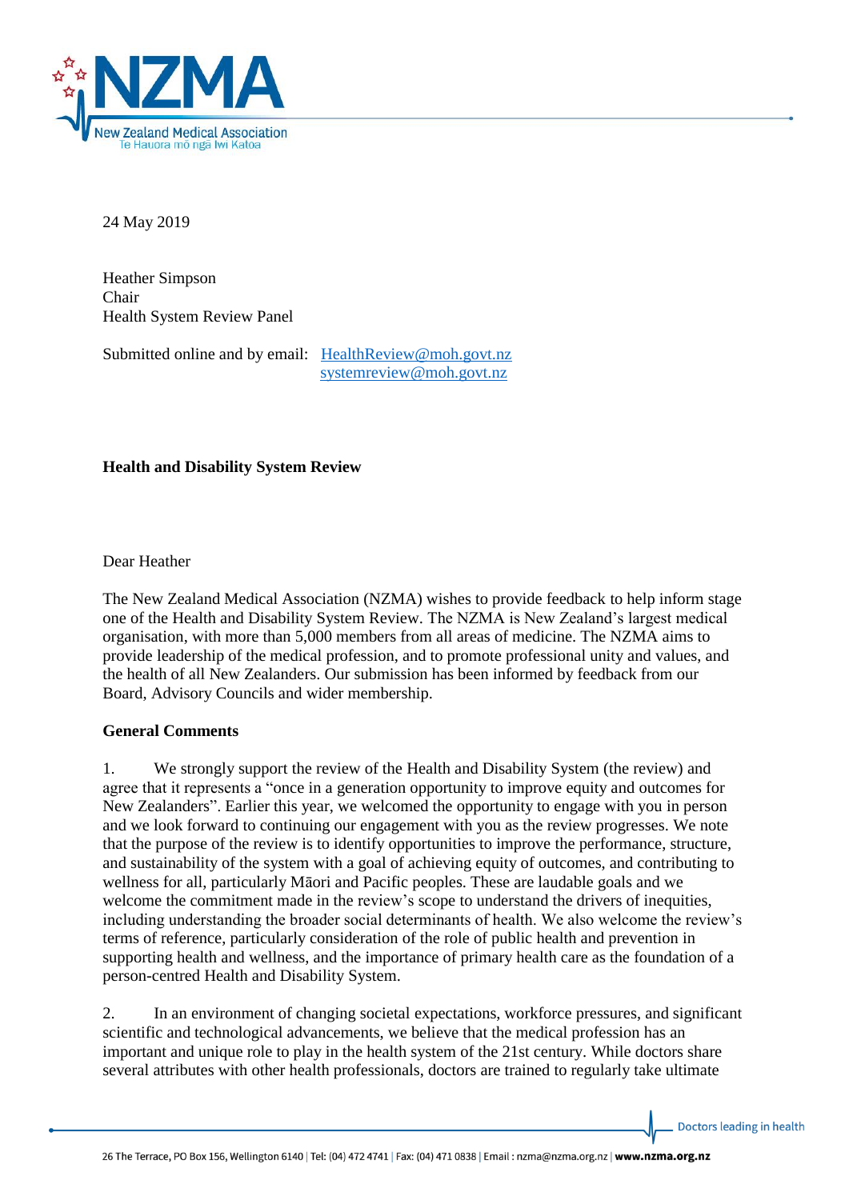24 May 2019

Heather Simpson
Chair
Health System Review Panel

Submitted online and by email: HealthReview@moh.govt.nz
systemreview@moh.govt.nz

**Health and Disability System Review**

Dear Heather

The New Zealand Medical Association (NZMA) wishes to provide feedback to help inform stage one of the Health and Disability System Review. The NZMA is New Zealand's largest medical organisation, with more than 5,000 members from all areas of medicine. The NZMA aims to provide leadership of the medical profession, and to promote professional unity and values, and the health of all New Zealanders. Our submission has been informed by feedback from our Board, Advisory Councils and wider membership.

**General Comments**

1. We strongly support the review of the Health and Disability System (the review) and agree that it represents a "once in a generation opportunity to improve equity and outcomes for New Zealanders". Earlier this year, we welcomed the opportunity to engage with you in person and we look forward to continuing our engagement with you as the review progresses. We note that the purpose of the review is to identify opportunities to improve the performance, structure, and sustainability of the system with a goal of achieving equity of outcomes, and contributing to wellness for all, particularly Māori and Pacific peoples. These are laudable goals and we welcome the commitment made in the review's scope to understand the drivers of inequities, including understanding the broader social determinants of health. We also welcome the review's terms of reference, particularly consideration of the role of public health and prevention in supporting health and wellness, and the importance of primary health care as the foundation of a person-centred Health and Disability System.

2. In an environment of changing societal expectations, workforce pressures, and significant scientific and technological advancements, we believe that the medical profession has an important and unique role to play in the health system of the 21st century. While doctors share several attributes with other health professionals, doctors are trained to regularly take ultimate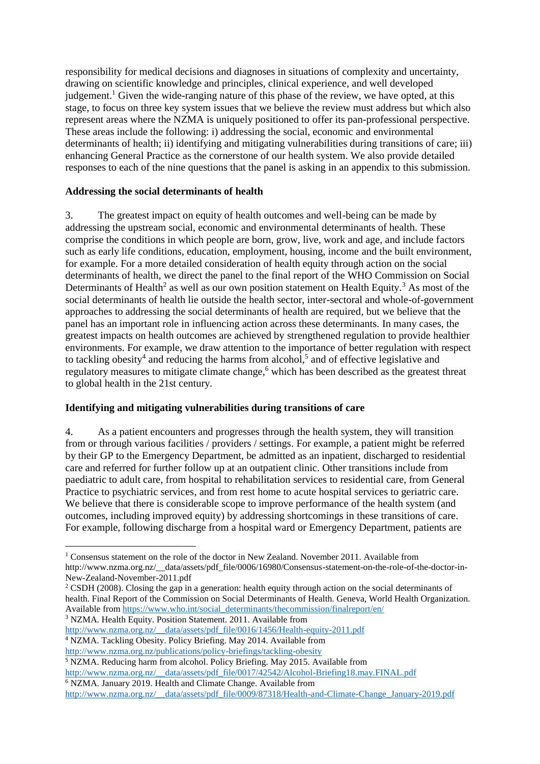responsibility for medical decisions and diagnoses in situations of complexity and uncertainty, drawing on scientific knowledge and principles, clinical experience, and well developed judgement.[1] Given the wide-ranging nature of this phase of the review, we have opted, at this stage, to focus on three key system issues that we believe the review must address but which also represent areas where the NZMA is uniquely positioned to offer its pan-professional perspective. These areas include the following: i) addressing the social, economic and environmental determinants of health; ii) identifying and mitigating vulnerabilities during transitions of care; iii) enhancing General Practice as the cornerstone of our health system. We also provide detailed responses to each of the nine questions that the panel is asking in an appendix to this submission.

**Addressing the social determinants of health**

3. The greatest impact on equity of health outcomes and well-being can be made by addressing the upstream social, economic and environmental determinants of health. These comprise the conditions in which people are born, grow, live, work and age, and include factors such as early life conditions, education, employment, housing, income and the built environment, for example. For a more detailed consideration of health equity through action on the social determinants of health, we direct the panel to the final report of the WHO Commission on Social Determinants of Health[2] as well as our own position statement on Health Equity.[3] As most of the social determinants of health lie outside the health sector, inter-sectoral and whole-of-government approaches to addressing the social determinants of health are required, but we believe that the panel has an important role in influencing action across these determinants. In many cases, the greatest impacts on health outcomes are achieved by strengthened regulation to provide healthier environments. For example, we draw attention to the importance of better regulation with respect to tackling obesity[4] and reducing the harms from alcohol,[5] and of effective legislative and regulatory measures to mitigate climate change,[6] which has been described as the greatest threat to global health in the 21st century.

**Identifying and mitigating vulnerabilities during transitions of care**

4. As a patient encounters and progresses through the health system, they will transition from or through various facilities / providers / settings. For example, a patient might be referred by their GP to the Emergency Department, be admitted as an inpatient, discharged to residential care and referred for further follow up at an outpatient clinic. Other transitions include from paediatric to adult care, from hospital to rehabilitation services to residential care, from General Practice to psychiatric services, and from rest home to acute hospital services to geriatric care. We believe that there is considerable scope to improve performance of the health system (and outcomes, including improved equity) by addressing shortcomings in these transitions of care. For example, following discharge from a hospital ward or Emergency Department, patients are

---

[1] Consensus statement on the role of the doctor in New Zealand. November 2011. Available from http://www.nzma.org.nz/__data/assets/pdf_file/0006/16980/Consensus-statement-on-the-role-of-the-doctor-in-New-Zealand-November-2011.pdf

[2] CSDH (2008). Closing the gap in a generation: health equity through action on the social determinants of health. Final Report of the Commission on Social Determinants of Health. Geneva, World Health Organization. Available from https://www.who.int/social_determinants/thecommission/finalreport/en/

[3] NZMA. Health Equity. Position Statement. 2011. Available from http://www.nzma.org.nz/__data/assets/pdf_file/0016/1456/Health-equity-2011.pdf

[4] NZMA. Tackling Obesity. Policy Briefing. May 2014. Available from http://www.nzma.org.nz/publications/policy-briefings/tackling-obesity

[5] NZMA. Reducing harm from alcohol. Policy Briefing. May 2015. Available from http://www.nzma.org.nz/__data/assets/pdf_file/0017/42542/Alcohol-Briefing18.may.FINAL.pdf

[6] NZMA. January 2019. Health and Climate Change. Available from http://www.nzma.org.nz/__data/assets/pdf_file/0009/87318/Health-and-Climate-Change_January-2019.pdf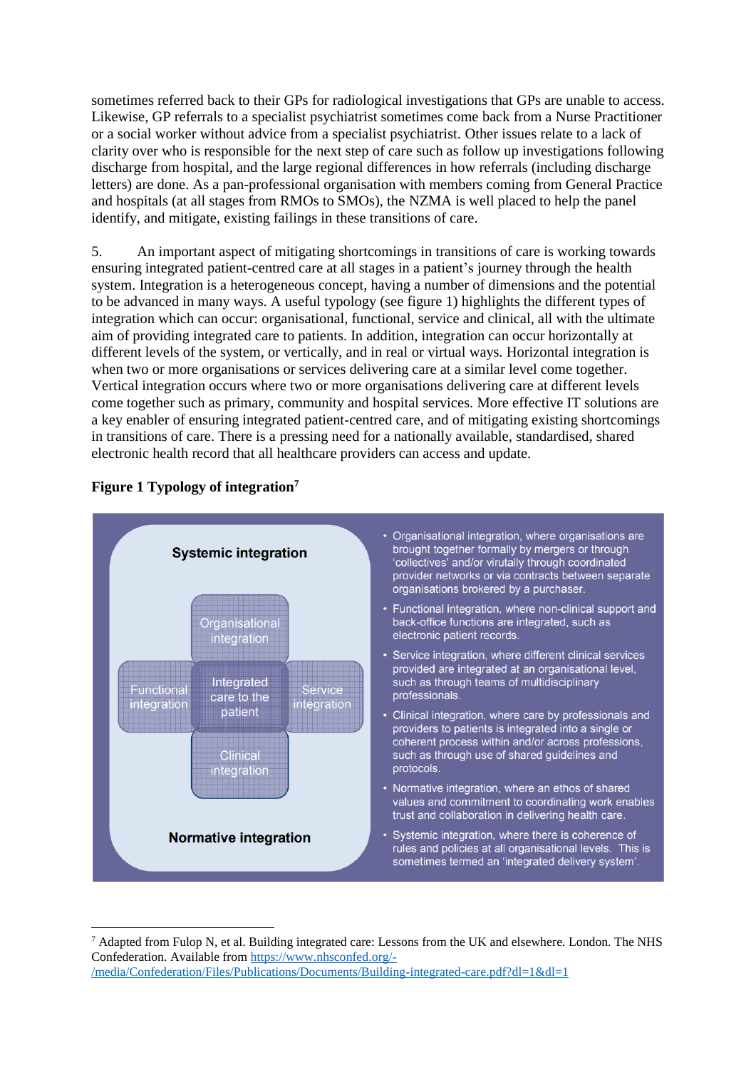sometimes referred back to their GPs for radiological investigations that GPs are unable to access. Likewise, GP referrals to a specialist psychiatrist sometimes come back from a Nurse Practitioner or a social worker without advice from a specialist psychiatrist. Other issues relate to a lack of clarity over who is responsible for the next step of care such as follow up investigations following discharge from hospital, and the large regional differences in how referrals (including discharge letters) are done. As a pan-professional organisation with members coming from General Practice and hospitals (at all stages from RMOs to SMOs), the NZMA is well placed to help the panel identify, and mitigate, existing failings in these transitions of care.

5. An important aspect of mitigating shortcomings in transitions of care is working towards ensuring integrated patient-centred care at all stages in a patient's journey through the health system. Integration is a heterogeneous concept, having a number of dimensions and the potential to be advanced in many ways. A useful typology (see figure 1) highlights the different types of integration which can occur: organisational, functional, service and clinical, all with the ultimate aim of providing integrated care to patients. In addition, integration can occur horizontally at different levels of the system, or vertically, and in real or virtual ways. Horizontal integration is when two or more organisations or services delivering care at a similar level come together. Vertical integration occurs where two or more organisations delivering care at different levels come together such as primary, community and hospital services. More effective IT solutions are a key enabler of ensuring integrated patient-centred care, and of mitigating existing shortcomings in transitions of care. There is a pressing need for a nationally available, standardised, shared electronic health record that all healthcare providers can access and update.

**Figure 1 Typology of integration**[7]

Systemic integration

Organisational integration

Functional integration

Integrated care to the patient

Service integration

Clinical integration

Normative integration

- Organisational integration, where organisations are brought together formally by mergers or through 'collectives' and/or virutally through coordinated provider networks or via contracts between separate organisations brokered by a purchaser.
- Functional integration, where non-clinical support and back-office functions are integrated, such as electronic patient records.
- Service integration, where different clinical services provided are integrated at an organisational level, such as through teams of multidisciplinary professionals.
- Clinical integration, where care by professionals and providers to patients is integrated into a single or coherent process within and/or across professions, such as through use of shared guidelines and protocols.
- Normative integration, where an ethos of shared values and commitment to coordinating work enables trust and collaboration in delivering health care.
- Systemic integration, where there is coherence of rules and policies at all organisational levels. This is sometimes termed an 'integrated delivery system'.

[7] Adapted from Fulop N, et al. Building integrated care: Lessons from the UK and elsewhere. London. The NHS Confederation. Available from https://www.nhsconfed.org/-/media/Confederation/Files/Publications/Documents/Building-integrated-care.pdf?dl=1&dl=1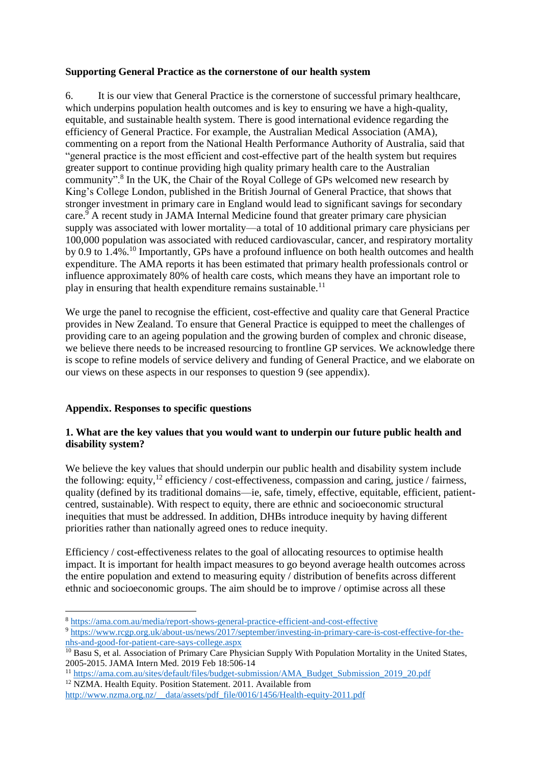**Supporting General Practice as the cornerstone of our health system**

6. It is our view that General Practice is the cornerstone of successful primary healthcare, which underpins population health outcomes and is key to ensuring we have a high-quality, equitable, and sustainable health system. There is good international evidence regarding the efficiency of General Practice. For example, the Australian Medical Association (AMA), commenting on a report from the National Health Performance Authority of Australia, said that "general practice is the most efficient and cost-effective part of the health system but requires greater support to continue providing high quality primary health care to the Australian community".[8] In the UK, the Chair of the Royal College of GPs welcomed new research by King's College London, published in the British Journal of General Practice, that shows that stronger investment in primary care in England would lead to significant savings for secondary care.[9] A recent study in JAMA Internal Medicine found that greater primary care physician supply was associated with lower mortality—a total of 10 additional primary care physicians per 100,000 population was associated with reduced cardiovascular, cancer, and respiratory mortality by 0.9 to 1.4%.[10] Importantly, GPs have a profound influence on both health outcomes and health expenditure. The AMA reports it has been estimated that primary health professionals control or influence approximately 80% of health care costs, which means they have an important role to play in ensuring that health expenditure remains sustainable.[11]

We urge the panel to recognise the efficient, cost-effective and quality care that General Practice provides in New Zealand. To ensure that General Practice is equipped to meet the challenges of providing care to an ageing population and the growing burden of complex and chronic disease, we believe there needs to be increased resourcing to frontline GP services. We acknowledge there is scope to refine models of service delivery and funding of General Practice, and we elaborate on our views on these aspects in our responses to question 9 (see appendix).

**Appendix. Responses to specific questions**

**1. What are the key values that you would want to underpin our future public health and disability system?**

We believe the key values that should underpin our public health and disability system include the following: equity,[12] efficiency / cost-effectiveness, compassion and caring, justice / fairness, quality (defined by its traditional domains—ie, safe, timely, effective, equitable, efficient, patient-centred, sustainable). With respect to equity, there are ethnic and socioeconomic structural inequities that must be addressed. In addition, DHBs introduce inequity by having different priorities rather than nationally agreed ones to reduce inequity.

Efficiency / cost-effectiveness relates to the goal of allocating resources to optimise health impact. It is important for health impact measures to go beyond average health outcomes across the entire population and extend to measuring equity / distribution of benefits across different ethnic and socioeconomic groups. The aim should be to improve / optimise across all these

---

[8] https://ama.com.au/media/report-shows-general-practice-efficient-and-cost-effective

[9] https://www.rcgp.org.uk/about-us/news/2017/september/investing-in-primary-care-is-cost-effective-for-the-nhs-and-good-for-patient-care-says-college.aspx

[10] Basu S, et al. Association of Primary Care Physician Supply With Population Mortality in the United States, 2005-2015. JAMA Intern Med. 2019 Feb 18:506-14

[11] https://ama.com.au/sites/default/files/budget-submission/AMA_Budget_Submission_2019_20.pdf

[12] NZMA. Health Equity. Position Statement. 2011. Available from http://www.nzma.org.nz/__data/assets/pdf_file/0016/1456/Health-equity-2011.pdf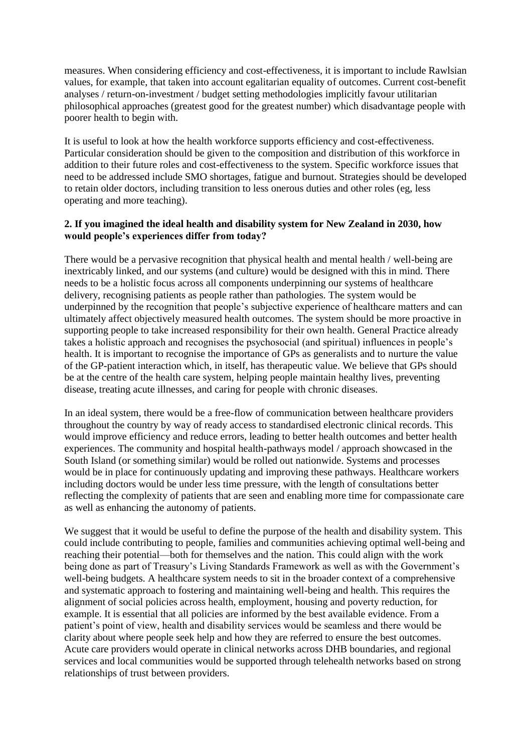measures. When considering efficiency and cost-effectiveness, it is important to include Rawlsian values, for example, that taken into account egalitarian equality of outcomes. Current cost-benefit analyses / return-on-investment / budget setting methodologies implicitly favour utilitarian philosophical approaches (greatest good for the greatest number) which disadvantage people with poorer health to begin with.

It is useful to look at how the health workforce supports efficiency and cost-effectiveness. Particular consideration should be given to the composition and distribution of this workforce in addition to their future roles and cost-effectiveness to the system. Specific workforce issues that need to be addressed include SMO shortages, fatigue and burnout. Strategies should be developed to retain older doctors, including transition to less onerous duties and other roles (eg, less operating and more teaching).

**2. If you imagined the ideal health and disability system for New Zealand in 2030, how would people's experiences differ from today?**

There would be a pervasive recognition that physical health and mental health / well-being are inextricably linked, and our systems (and culture) would be designed with this in mind. There needs to be a holistic focus across all components underpinning our systems of healthcare delivery, recognising patients as people rather than pathologies. The system would be underpinned by the recognition that people's subjective experience of healthcare matters and can ultimately affect objectively measured health outcomes. The system should be more proactive in supporting people to take increased responsibility for their own health. General Practice already takes a holistic approach and recognises the psychosocial (and spiritual) influences in people's health. It is important to recognise the importance of GPs as generalists and to nurture the value of the GP-patient interaction which, in itself, has therapeutic value. We believe that GPs should be at the centre of the health care system, helping people maintain healthy lives, preventing disease, treating acute illnesses, and caring for people with chronic diseases.

In an ideal system, there would be a free-flow of communication between healthcare providers throughout the country by way of ready access to standardised electronic clinical records. This would improve efficiency and reduce errors, leading to better health outcomes and better health experiences. The community and hospital health-pathways model / approach showcased in the South Island (or something similar) would be rolled out nationwide. Systems and processes would be in place for continuously updating and improving these pathways. Healthcare workers including doctors would be under less time pressure, with the length of consultations better reflecting the complexity of patients that are seen and enabling more time for compassionate care as well as enhancing the autonomy of patients.

We suggest that it would be useful to define the purpose of the health and disability system. This could include contributing to people, families and communities achieving optimal well-being and reaching their potential—both for themselves and the nation. This could align with the work being done as part of Treasury's Living Standards Framework as well as with the Government's well-being budgets. A healthcare system needs to sit in the broader context of a comprehensive and systematic approach to fostering and maintaining well-being and health. This requires the alignment of social policies across health, employment, housing and poverty reduction, for example. It is essential that all policies are informed by the best available evidence. From a patient's point of view, health and disability services would be seamless and there would be clarity about where people seek help and how they are referred to ensure the best outcomes. Acute care providers would operate in clinical networks across DHB boundaries, and regional services and local communities would be supported through telehealth networks based on strong relationships of trust between providers.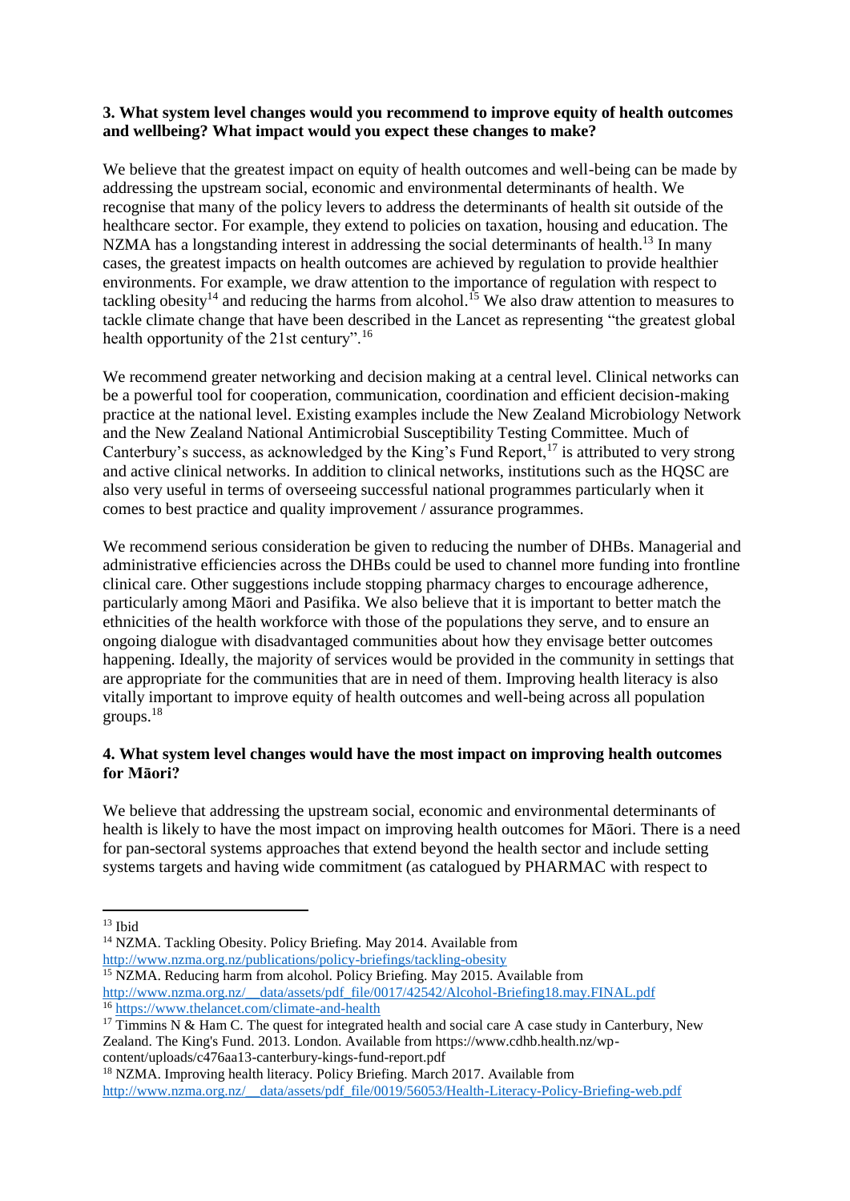**3. What system level changes would you recommend to improve equity of health outcomes and wellbeing? What impact would you expect these changes to make?**

We believe that the greatest impact on equity of health outcomes and well-being can be made by addressing the upstream social, economic and environmental determinants of health. We recognise that many of the policy levers to address the determinants of health sit outside of the healthcare sector. For example, they extend to policies on taxation, housing and education. The NZMA has a longstanding interest in addressing the social determinants of health.[13] In many cases, the greatest impacts on health outcomes are achieved by regulation to provide healthier environments. For example, we draw attention to the importance of regulation with respect to tackling obesity[14] and reducing the harms from alcohol.[15] We also draw attention to measures to tackle climate change that have been described in the Lancet as representing "the greatest global health opportunity of the 21st century".[16]

We recommend greater networking and decision making at a central level. Clinical networks can be a powerful tool for cooperation, communication, coordination and efficient decision-making practice at the national level. Existing examples include the New Zealand Microbiology Network and the New Zealand National Antimicrobial Susceptibility Testing Committee. Much of Canterbury's success, as acknowledged by the King's Fund Report,[17] is attributed to very strong and active clinical networks. In addition to clinical networks, institutions such as the HQSC are also very useful in terms of overseeing successful national programmes particularly when it comes to best practice and quality improvement / assurance programmes.

We recommend serious consideration be given to reducing the number of DHBs. Managerial and administrative efficiencies across the DHBs could be used to channel more funding into frontline clinical care. Other suggestions include stopping pharmacy charges to encourage adherence, particularly among Māori and Pasifika. We also believe that it is important to better match the ethnicities of the health workforce with those of the populations they serve, and to ensure an ongoing dialogue with disadvantaged communities about how they envisage better outcomes happening. Ideally, the majority of services would be provided in the community in settings that are appropriate for the communities that are in need of them. Improving health literacy is also vitally important to improve equity of health outcomes and well-being across all population groups.[18]

**4. What system level changes would have the most impact on improving health outcomes for Māori?**

We believe that addressing the upstream social, economic and environmental determinants of health is likely to have the most impact on improving health outcomes for Māori. There is a need for pan-sectoral systems approaches that extend beyond the health sector and include setting systems targets and having wide commitment (as catalogued by PHARMAC with respect to

---

[13] Ibid

[14] NZMA. Tackling Obesity. Policy Briefing. May 2014. Available from http://www.nzma.org.nz/publications/policy-briefings/tackling-obesity

[15] NZMA. Reducing harm from alcohol. Policy Briefing. May 2015. Available from http://www.nzma.org.nz/__data/assets/pdf_file/0017/42542/Alcohol-Briefing18.may.FINAL.pdf

[16] https://www.thelancet.com/climate-and-health

[17] Timmins N & Ham C. The quest for integrated health and social care A case study in Canterbury, New Zealand. The King's Fund. 2013. London. Available from https://www.cdhb.health.nz/wp-content/uploads/c476aa13-canterbury-kings-fund-report.pdf

[18] NZMA. Improving health literacy. Policy Briefing. March 2017. Available from http://www.nzma.org.nz/__data/assets/pdf_file/0019/56053/Health-Literacy-Policy-Briefing-web.pdf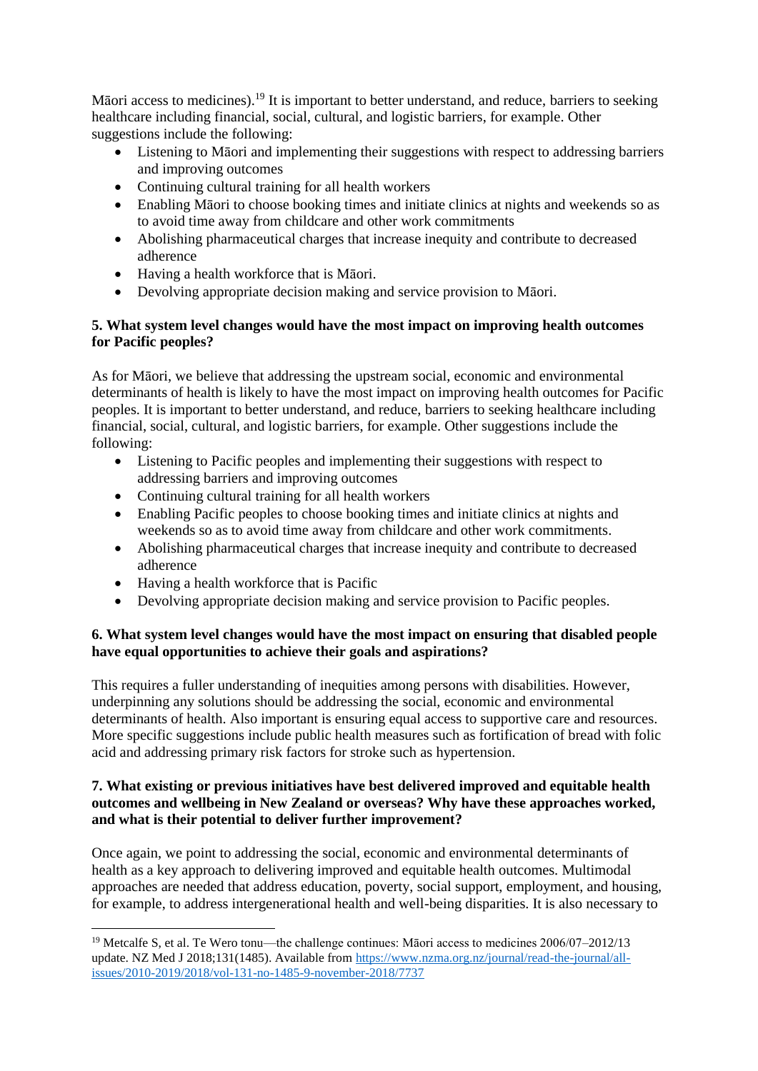Māori access to medicines).[19] It is important to better understand, and reduce, barriers to seeking healthcare including financial, social, cultural, and logistic barriers, for example. Other suggestions include the following:

- Listening to Māori and implementing their suggestions with respect to addressing barriers and improving outcomes
- Continuing cultural training for all health workers
- Enabling Māori to choose booking times and initiate clinics at nights and weekends so as to avoid time away from childcare and other work commitments
- Abolishing pharmaceutical charges that increase inequity and contribute to decreased adherence
- Having a health workforce that is Māori.
- Devolving appropriate decision making and service provision to Māori.

**5. What system level changes would have the most impact on improving health outcomes for Pacific peoples?**

As for Māori, we believe that addressing the upstream social, economic and environmental determinants of health is likely to have the most impact on improving health outcomes for Pacific peoples. It is important to better understand, and reduce, barriers to seeking healthcare including financial, social, cultural, and logistic barriers, for example. Other suggestions include the following:

- Listening to Pacific peoples and implementing their suggestions with respect to addressing barriers and improving outcomes
- Continuing cultural training for all health workers
- Enabling Pacific peoples to choose booking times and initiate clinics at nights and weekends so as to avoid time away from childcare and other work commitments.
- Abolishing pharmaceutical charges that increase inequity and contribute to decreased adherence
- Having a health workforce that is Pacific
- Devolving appropriate decision making and service provision to Pacific peoples.

**6. What system level changes would have the most impact on ensuring that disabled people have equal opportunities to achieve their goals and aspirations?**

This requires a fuller understanding of inequities among persons with disabilities. However, underpinning any solutions should be addressing the social, economic and environmental determinants of health. Also important is ensuring equal access to supportive care and resources. More specific suggestions include public health measures such as fortification of bread with folic acid and addressing primary risk factors for stroke such as hypertension.

**7. What existing or previous initiatives have best delivered improved and equitable health outcomes and wellbeing in New Zealand or overseas? Why have these approaches worked, and what is their potential to deliver further improvement?**

Once again, we point to addressing the social, economic and environmental determinants of health as a key approach to delivering improved and equitable health outcomes. Multimodal approaches are needed that address education, poverty, social support, employment, and housing, for example, to address intergenerational health and well-being disparities. It is also necessary to

---

[19] Metcalfe S, et al. Te Wero tonu—the challenge continues: Māori access to medicines 2006/07–2012/13 update. NZ Med J 2018;131(1485). Available from https://www.nzma.org.nz/journal/read-the-journal/all-issues/2010-2019/2018/vol-131-no-1485-9-november-2018/7737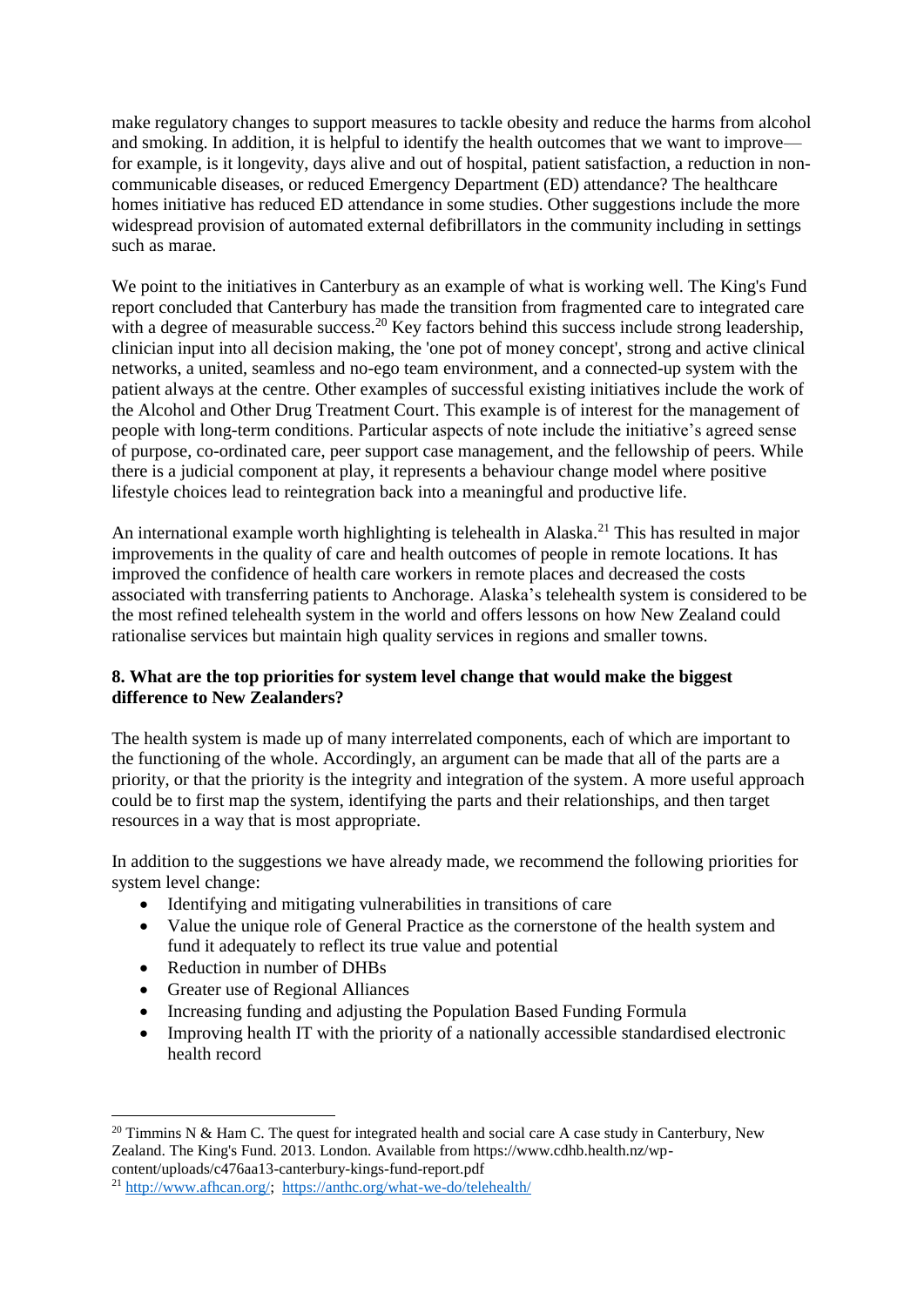make regulatory changes to support measures to tackle obesity and reduce the harms from alcohol and smoking. In addition, it is helpful to identify the health outcomes that we want to improve—for example, is it longevity, days alive and out of hospital, patient satisfaction, a reduction in non-communicable diseases, or reduced Emergency Department (ED) attendance? The healthcare homes initiative has reduced ED attendance in some studies. Other suggestions include the more widespread provision of automated external defibrillators in the community including in settings such as marae.

We point to the initiatives in Canterbury as an example of what is working well. The King's Fund report concluded that Canterbury has made the transition from fragmented care to integrated care with a degree of measurable success.[20] Key factors behind this success include strong leadership, clinician input into all decision making, the 'one pot of money concept', strong and active clinical networks, a united, seamless and no-ego team environment, and a connected-up system with the patient always at the centre. Other examples of successful existing initiatives include the work of the Alcohol and Other Drug Treatment Court. This example is of interest for the management of people with long-term conditions. Particular aspects of note include the initiative's agreed sense of purpose, co-ordinated care, peer support case management, and the fellowship of peers. While there is a judicial component at play, it represents a behaviour change model where positive lifestyle choices lead to reintegration back into a meaningful and productive life.

An international example worth highlighting is telehealth in Alaska.[21] This has resulted in major improvements in the quality of care and health outcomes of people in remote locations. It has improved the confidence of health care workers in remote places and decreased the costs associated with transferring patients to Anchorage. Alaska's telehealth system is considered to be the most refined telehealth system in the world and offers lessons on how New Zealand could rationalise services but maintain high quality services in regions and smaller towns.

**8. What are the top priorities for system level change that would make the biggest difference to New Zealanders?**

The health system is made up of many interrelated components, each of which are important to the functioning of the whole. Accordingly, an argument can be made that all of the parts are a priority, or that the priority is the integrity and integration of the system. A more useful approach could be to first map the system, identifying the parts and their relationships, and then target resources in a way that is most appropriate.

In addition to the suggestions we have already made, we recommend the following priorities for system level change:

- Identifying and mitigating vulnerabilities in transitions of care
- Value the unique role of General Practice as the cornerstone of the health system and fund it adequately to reflect its true value and potential
- Reduction in number of DHBs
- Greater use of Regional Alliances
- Increasing funding and adjusting the Population Based Funding Formula
- Improving health IT with the priority of a nationally accessible standardised electronic health record

---

[20] Timmins N & Ham C. The quest for integrated health and social care A case study in Canterbury, New Zealand. The King's Fund. 2013. London. Available from https://www.cdhb.health.nz/wp-content/uploads/c476aa13-canterbury-kings-fund-report.pdf

[21] http://www.afhcan.org/; https://anthc.org/what-we-do/telehealth/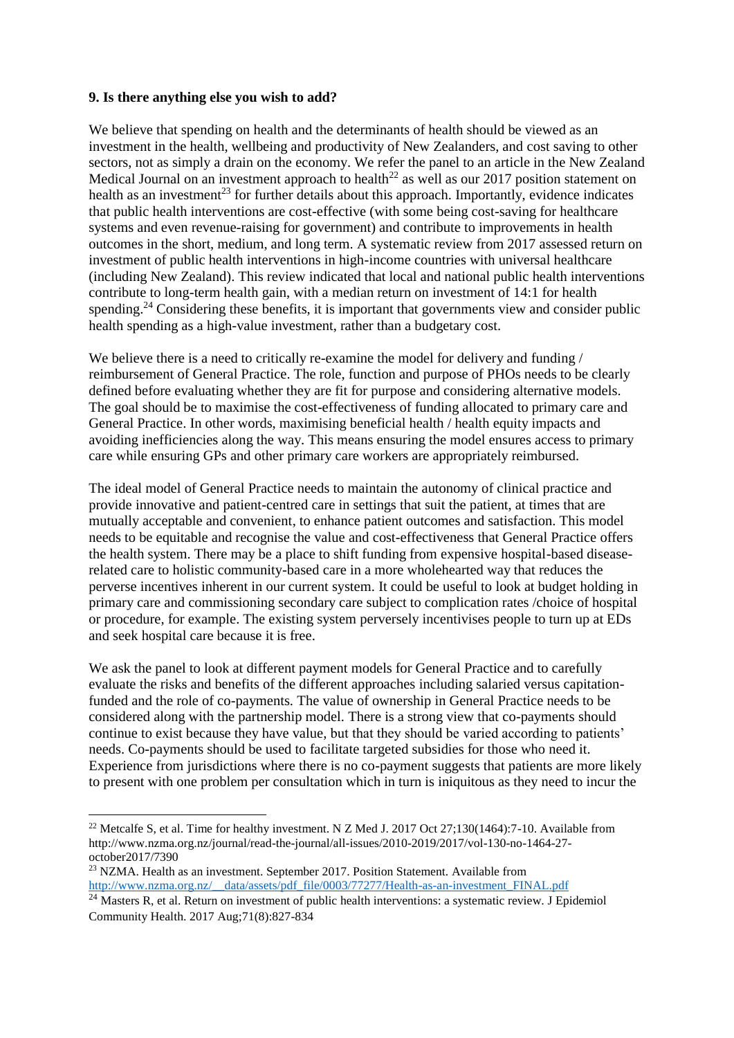**9. Is there anything else you wish to add?**

We believe that spending on health and the determinants of health should be viewed as an investment in the health, wellbeing and productivity of New Zealanders, and cost saving to other sectors, not as simply a drain on the economy. We refer the panel to an article in the New Zealand Medical Journal on an investment approach to health[22] as well as our 2017 position statement on health as an investment[23] for further details about this approach. Importantly, evidence indicates that public health interventions are cost-effective (with some being cost-saving for healthcare systems and even revenue-raising for government) and contribute to improvements in health outcomes in the short, medium, and long term. A systematic review from 2017 assessed return on investment of public health interventions in high-income countries with universal healthcare (including New Zealand). This review indicated that local and national public health interventions contribute to long-term health gain, with a median return on investment of 14:1 for health spending.[24] Considering these benefits, it is important that governments view and consider public health spending as a high-value investment, rather than a budgetary cost.

We believe there is a need to critically re-examine the model for delivery and funding / reimbursement of General Practice. The role, function and purpose of PHOs needs to be clearly defined before evaluating whether they are fit for purpose and considering alternative models. The goal should be to maximise the cost-effectiveness of funding allocated to primary care and General Practice. In other words, maximising beneficial health / health equity impacts and avoiding inefficiencies along the way. This means ensuring the model ensures access to primary care while ensuring GPs and other primary care workers are appropriately reimbursed.

The ideal model of General Practice needs to maintain the autonomy of clinical practice and provide innovative and patient-centred care in settings that suit the patient, at times that are mutually acceptable and convenient, to enhance patient outcomes and satisfaction. This model needs to be equitable and recognise the value and cost-effectiveness that General Practice offers the health system. There may be a place to shift funding from expensive hospital-based disease-related care to holistic community-based care in a more wholehearted way that reduces the perverse incentives inherent in our current system. It could be useful to look at budget holding in primary care and commissioning secondary care subject to complication rates /choice of hospital or procedure, for example. The existing system perversely incentivises people to turn up at EDs and seek hospital care because it is free.

We ask the panel to look at different payment models for General Practice and to carefully evaluate the risks and benefits of the different approaches including salaried versus capitation-funded and the role of co-payments. The value of ownership in General Practice needs to be considered along with the partnership model. There is a strong view that co-payments should continue to exist because they have value, but that they should be varied according to patients' needs. Co-payments should be used to facilitate targeted subsidies for those who need it. Experience from jurisdictions where there is no co-payment suggests that patients are more likely to present with one problem per consultation which in turn is iniquitous as they need to incur the

---

[22] Metcalfe S, et al. Time for healthy investment. N Z Med J. 2017 Oct 27;130(1464):7-10. Available from http://www.nzma.org.nz/journal/read-the-journal/all-issues/2010-2019/2017/vol-130-no-1464-27-october2017/7390

[23] NZMA. Health as an investment. September 2017. Position Statement. Available from http://www.nzma.org.nz/__data/assets/pdf_file/0003/77277/Health-as-an-investment_FINAL.pdf

[24] Masters R, et al. Return on investment of public health interventions: a systematic review. J Epidemiol Community Health. 2017 Aug;71(8):827-834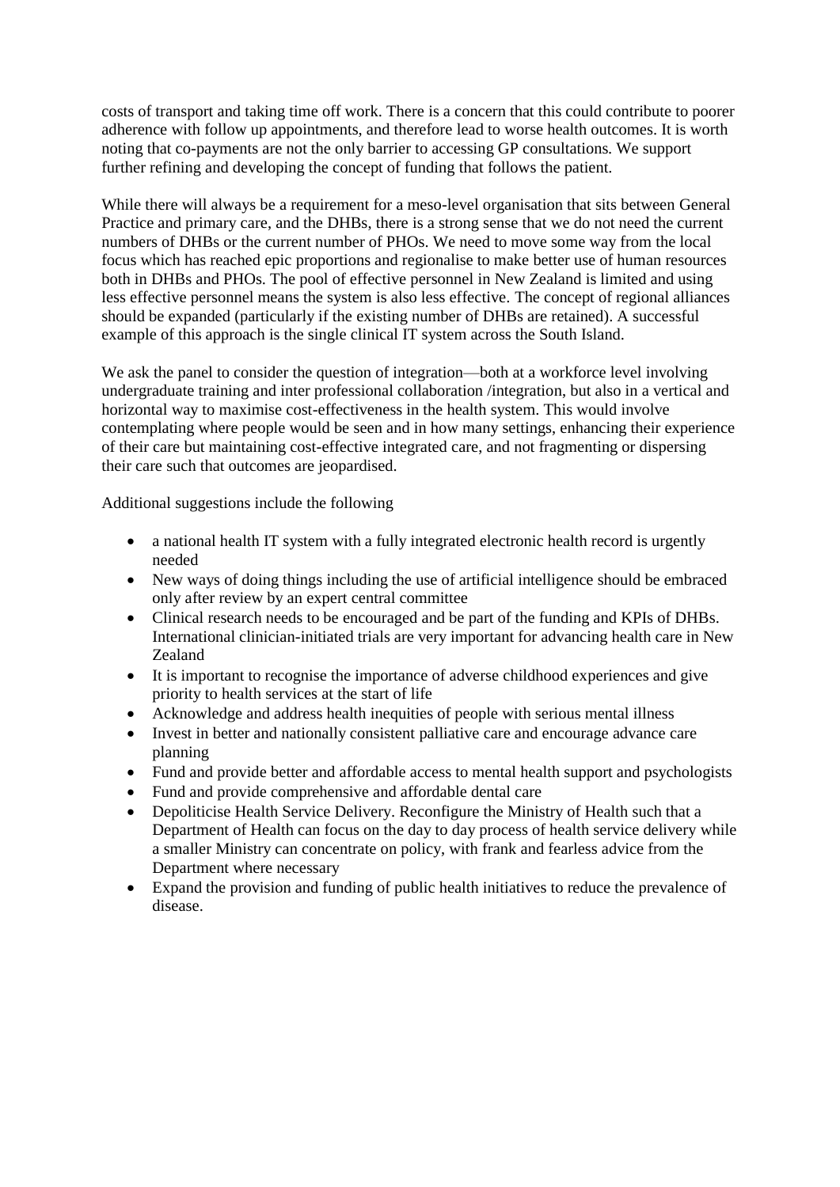costs of transport and taking time off work. There is a concern that this could contribute to poorer adherence with follow up appointments, and therefore lead to worse health outcomes. It is worth noting that co-payments are not the only barrier to accessing GP consultations. We support further refining and developing the concept of funding that follows the patient.

While there will always be a requirement for a meso-level organisation that sits between General Practice and primary care, and the DHBs, there is a strong sense that we do not need the current numbers of DHBs or the current number of PHOs. We need to move some way from the local focus which has reached epic proportions and regionalise to make better use of human resources both in DHBs and PHOs. The pool of effective personnel in New Zealand is limited and using less effective personnel means the system is also less effective. The concept of regional alliances should be expanded (particularly if the existing number of DHBs are retained). A successful example of this approach is the single clinical IT system across the South Island.

We ask the panel to consider the question of integration—both at a workforce level involving undergraduate training and inter professional collaboration /integration, but also in a vertical and horizontal way to maximise cost-effectiveness in the health system. This would involve contemplating where people would be seen and in how many settings, enhancing their experience of their care but maintaining cost-effective integrated care, and not fragmenting or dispersing their care such that outcomes are jeopardised.

Additional suggestions include the following

- a national health IT system with a fully integrated electronic health record is urgently needed
- New ways of doing things including the use of artificial intelligence should be embraced only after review by an expert central committee
- Clinical research needs to be encouraged and be part of the funding and KPIs of DHBs. International clinician-initiated trials are very important for advancing health care in New Zealand
- It is important to recognise the importance of adverse childhood experiences and give priority to health services at the start of life
- Acknowledge and address health inequities of people with serious mental illness
- Invest in better and nationally consistent palliative care and encourage advance care planning
- Fund and provide better and affordable access to mental health support and psychologists
- Fund and provide comprehensive and affordable dental care
- Depoliticise Health Service Delivery. Reconfigure the Ministry of Health such that a Department of Health can focus on the day to day process of health service delivery while a smaller Ministry can concentrate on policy, with frank and fearless advice from the Department where necessary
- Expand the provision and funding of public health initiatives to reduce the prevalence of disease.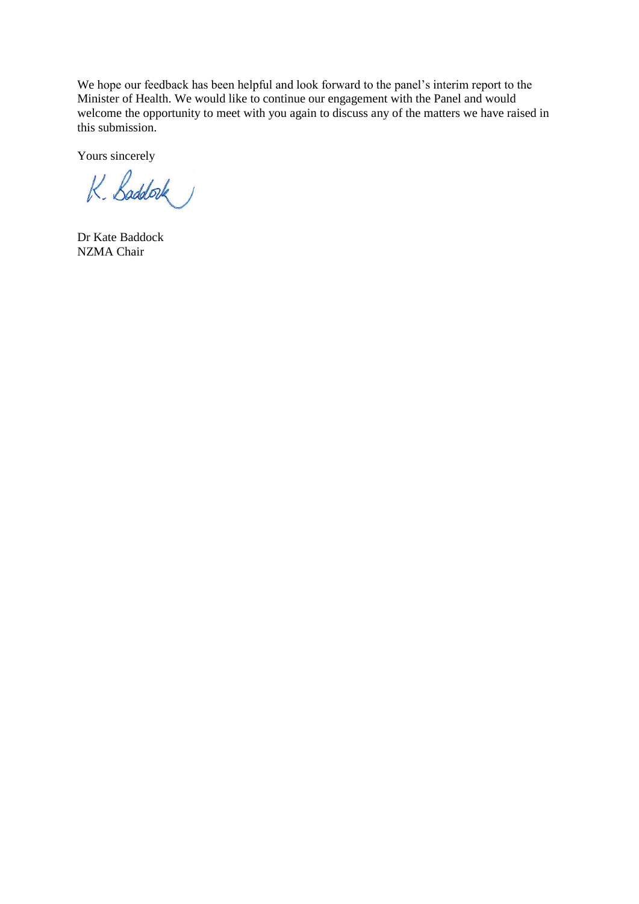We hope our feedback has been helpful and look forward to the panel's interim report to the Minister of Health. We would like to continue our engagement with the Panel and would welcome the opportunity to meet with you again to discuss any of the matters we have raised in this submission.

Yours sincerely

K. Baddock

Dr Kate Baddock
NZMA Chair